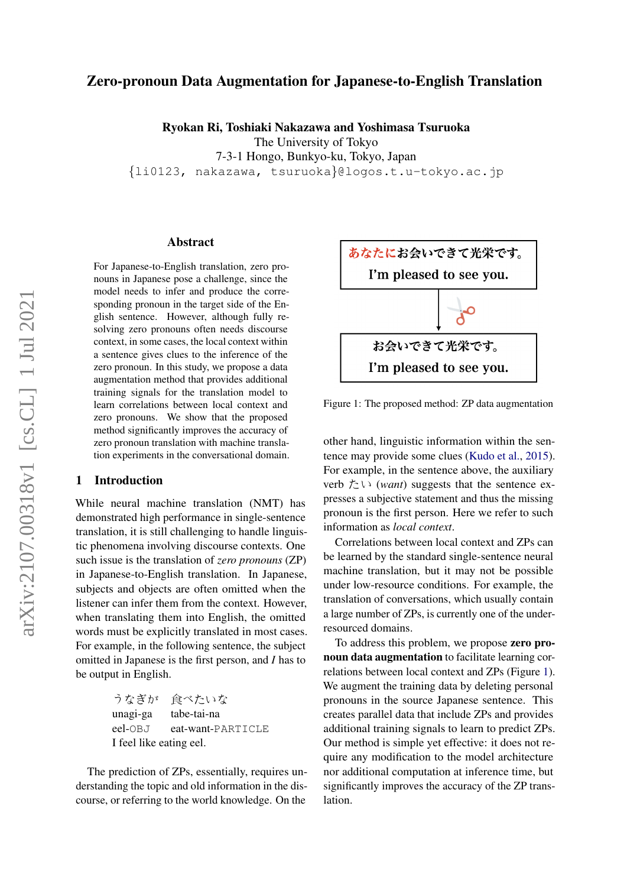# Zero-pronoun Data Augmentation for Japanese-to-English Translation

**Ryokan Ri, Toshiaki Nakazawa and Yoshimasa Tsuruoka**
The University of Tokyo
7-3-1 Hongo, Bunkyo-ku, Tokyo, Japan
{li0123, nakazawa, tsuruoka}@logos.t.u-tokyo.ac.jp

## Abstract

For Japanese-to-English translation, zero pronouns in Japanese pose a challenge, since the model needs to infer and produce the corresponding pronoun in the target side of the English sentence. However, although fully resolving zero pronouns often needs discourse context, in some cases, the local context within a sentence gives clues to the inference of the zero pronoun. In this study, we propose a data augmentation method that provides additional training signals for the translation model to learn correlations between local context and zero pronouns. We show that the proposed method significantly improves the accuracy of zero pronoun translation with machine translation experiments in the conversational domain.

## 1 Introduction

While neural machine translation (NMT) has demonstrated high performance in single-sentence translation, it is still challenging to handle linguistic phenomena involving discourse contexts. One such issue is the translation of *zero pronouns* (ZP) in Japanese-to-English translation. In Japanese, subjects and objects are often omitted when the listener can infer them from the context. However, when translating them into English, the omitted words must be explicitly translated in most cases. For example, in the following sentence, the subject omitted in Japanese is the first person, and *I* has to be output in English.

| うなぎが | 食べたいな |
|---|---|
| unagi-ga | tabe-tai-na |
| eel-OBJ | eat-want-PARTICLE |

I feel like eating eel.

The prediction of ZPs, essentially, requires understanding the topic and old information in the discourse, or referring to the world knowledge. On the other hand, linguistic information within the sentence may provide some clues (Kudo et al., 2015). For example, in the sentence above, the auxiliary verb たい (*want*) suggests that the sentence expresses a subjective statement and thus the missing pronoun is the first person. Here we refer to such information as *local context*.

Correlations between local context and ZPs can be learned by the standard single-sentence neural machine translation, but it may not be possible under low-resource conditions. For example, the translation of conversations, which usually contain a large number of ZPs, is currently one of the under-resourced domains.

To address this problem, we propose **zero pronoun data augmentation** to facilitate learning correlations between local context and ZPs (Figure 1). We augment the training data by deleting personal pronouns in the source Japanese sentence. This creates parallel data that include ZPs and provides additional training signals to learn to predict ZPs. Our method is simple yet effective: it does not require any modification to the model architecture nor additional computation at inference time, but significantly improves the accuracy of the ZP translation.

| あなたにお会いできて光栄です。 |
|---|
| I'm pleased to see you. |

↓ ✂

| お会いできて光栄です。 |
|---|
| I'm pleased to see you. |

Figure 1: The proposed method: ZP data augmentation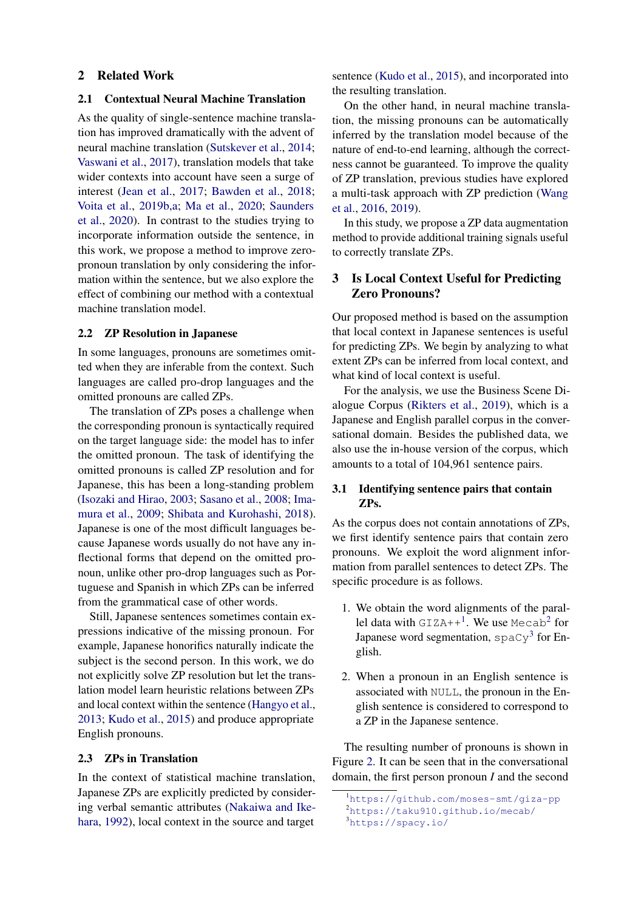## 2 Related Work

### 2.1 Contextual Neural Machine Translation

As the quality of single-sentence machine translation has improved dramatically with the advent of neural machine translation (Sutskever et al., 2014; Vaswani et al., 2017), translation models that take wider contexts into account have seen a surge of interest (Jean et al., 2017; Bawden et al., 2018; Voita et al., 2019b,a; Ma et al., 2020; Saunders et al., 2020). In contrast to the studies trying to incorporate information outside the sentence, in this work, we propose a method to improve zero-pronoun translation by only considering the information within the sentence, but we also explore the effect of combining our method with a contextual machine translation model.

### 2.2 ZP Resolution in Japanese

In some languages, pronouns are sometimes omitted when they are inferable from the context. Such languages are called pro-drop languages and the omitted pronouns are called ZPs.

The translation of ZPs poses a challenge when the corresponding pronoun is syntactically required on the target language side: the model has to infer the omitted pronoun. The task of identifying the omitted pronouns is called ZP resolution and for Japanese, this has been a long-standing problem (Isozaki and Hirao, 2003; Sasano et al., 2008; Imamura et al., 2009; Shibata and Kurohashi, 2018). Japanese is one of the most difficult languages because Japanese words usually do not have any inflectional forms that depend on the omitted pronoun, unlike other pro-drop languages such as Portuguese and Spanish in which ZPs can be inferred from the grammatical case of other words.

Still, Japanese sentences sometimes contain expressions indicative of the missing pronoun. For example, Japanese honorifics naturally indicate the subject is the second person. In this work, we do not explicitly solve ZP resolution but let the translation model learn heuristic relations between ZPs and local context within the sentence (Hangyo et al., 2013; Kudo et al., 2015) and produce appropriate English pronouns.

### 2.3 ZPs in Translation

In the context of statistical machine translation, Japanese ZPs are explicitly predicted by considering verbal semantic attributes (Nakaiwa and Ikehara, 1992), local context in the source and target sentence (Kudo et al., 2015), and incorporated into the resulting translation.

On the other hand, in neural machine translation, the missing pronouns can be automatically inferred by the translation model because of the nature of end-to-end learning, although the correctness cannot be guaranteed. To improve the quality of ZP translation, previous studies have explored a multi-task approach with ZP prediction (Wang et al., 2016, 2019).

In this study, we propose a ZP data augmentation method to provide additional training signals useful to correctly translate ZPs.

## 3 Is Local Context Useful for Predicting Zero Pronouns?

Our proposed method is based on the assumption that local context in Japanese sentences is useful for predicting ZPs. We begin by analyzing to what extent ZPs can be inferred from local context, and what kind of local context is useful.

For the analysis, we use the Business Scene Dialogue Corpus (Rikters et al., 2019), which is a Japanese and English parallel corpus in the conversational domain. Besides the published data, we also use the in-house version of the corpus, which amounts to a total of 104,961 sentence pairs.

### 3.1 Identifying sentence pairs that contain ZPs.

As the corpus does not contain annotations of ZPs, we first identify sentence pairs that contain zero pronouns. We exploit the word alignment information from parallel sentences to detect ZPs. The specific procedure is as follows.

1. We obtain the word alignments of the parallel data with `GIZA++`[1]. We use `Mecab`[2] for Japanese word segmentation, `spaCy`[3] for English.

2. When a pronoun in an English sentence is associated with `NULL`, the pronoun in the English sentence is considered to correspond to a ZP in the Japanese sentence.

The resulting number of pronouns is shown in Figure 2. It can be seen that in the conversational domain, the first person pronoun *I* and the second

[1] https://github.com/moses-smt/giza-pp
[2] https://taku910.github.io/mecab/
[3] https://spacy.io/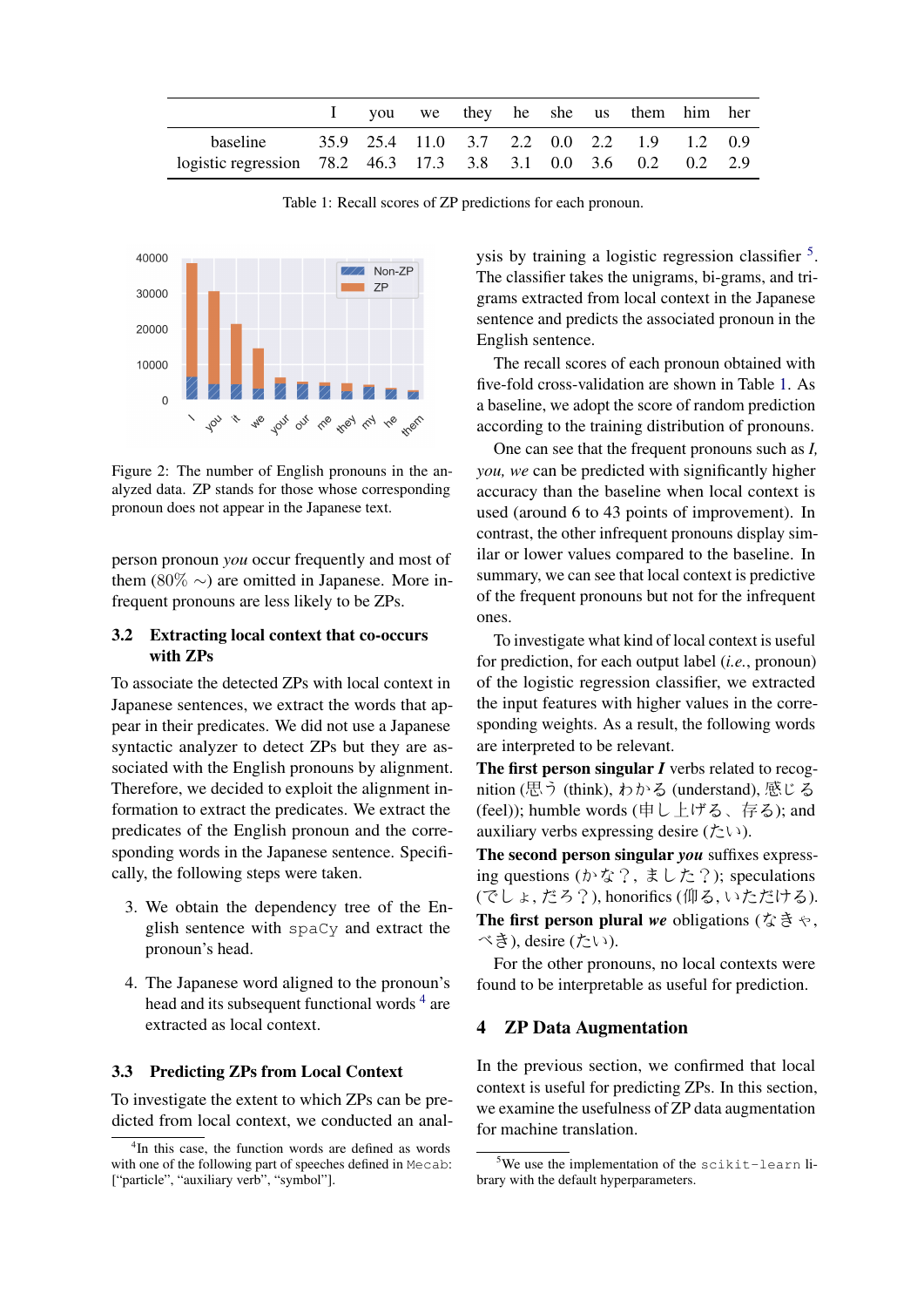| | I | you | we | they | he | she | us | them | him | her |
|---|---|---|---|---|---|---|---|---|---|---|
| baseline | 35.9 | 25.4 | 11.0 | 3.7 | 2.2 | 0.0 | 2.2 | 1.9 | 1.2 | 0.9 |
| logistic regression | 78.2 | 46.3 | 17.3 | 3.8 | 3.1 | 0.0 | 3.6 | 0.2 | 0.2 | 2.9 |

Table 1: Recall scores of ZP predictions for each pronoun.

Figure 2: The number of English pronouns in the analyzed data. ZP stands for those whose corresponding pronoun does not appear in the Japanese text.

person pronoun *you* occur frequently and most of them (80% ∼) are omitted in Japanese. More infrequent pronouns are less likely to be ZPs.

### 3.2 Extracting local context that co-occurs with ZPs

To associate the detected ZPs with local context in Japanese sentences, we extract the words that appear in their predicates. We did not use a Japanese syntactic analyzer to detect ZPs but they are associated with the English pronouns by alignment. Therefore, we decided to exploit the alignment information to extract the predicates. We extract the predicates of the English pronoun and the corresponding words in the Japanese sentence. Specifically, the following steps were taken.

3. We obtain the dependency tree of the English sentence with `spaCy` and extract the pronoun's head.

4. The Japanese word aligned to the pronoun's head and its subsequent functional words [4] are extracted as local context.

### 3.3 Predicting ZPs from Local Context

To investigate the extent to which ZPs can be predicted from local context, we conducted an analysis by training a logistic regression classifier [5]. The classifier takes the unigrams, bi-grams, and tri-grams extracted from local context in the Japanese sentence and predicts the associated pronoun in the English sentence.

The recall scores of each pronoun obtained with five-fold cross-validation are shown in Table 1. As a baseline, we adopt the score of random prediction according to the training distribution of pronouns.

One can see that the frequent pronouns such as *I, you, we* can be predicted with significantly higher accuracy than the baseline when local context is used (around 6 to 43 points of improvement). In contrast, the other infrequent pronouns display similar or lower values compared to the baseline. In summary, we can see that local context is predictive of the frequent pronouns but not for the infrequent ones.

To investigate what kind of local context is useful for prediction, for each output label (*i.e.*, pronoun) of the logistic regression classifier, we extracted the input features with higher values in the corresponding weights. As a result, the following words are interpreted to be relevant.

**The first person singular *I*** verbs related to recognition (思う (think), わかる (understand), 感じる (feel)); humble words (申し上げる、存る); and auxiliary verbs expressing desire (たい).

**The second person singular *you*** suffixes expressing questions (かな？, ました？); speculations (でしょ, だろ？), honorifics (仰る, いただける).

**The first person plural *we*** obligations (なきゃ, べき), desire (たい).

For the other pronouns, no local contexts were found to be interpretable as useful for prediction.

## 4 ZP Data Augmentation

In the previous section, we confirmed that local context is useful for predicting ZPs. In this section, we examine the usefulness of ZP data augmentation for machine translation.

[4] In this case, the function words are defined as words with one of the following part of speeches defined in `Mecab`: ["particle", "auxiliary verb", "symbol"].

[5] We use the implementation of the `scikit-learn` library with the default hyperparameters.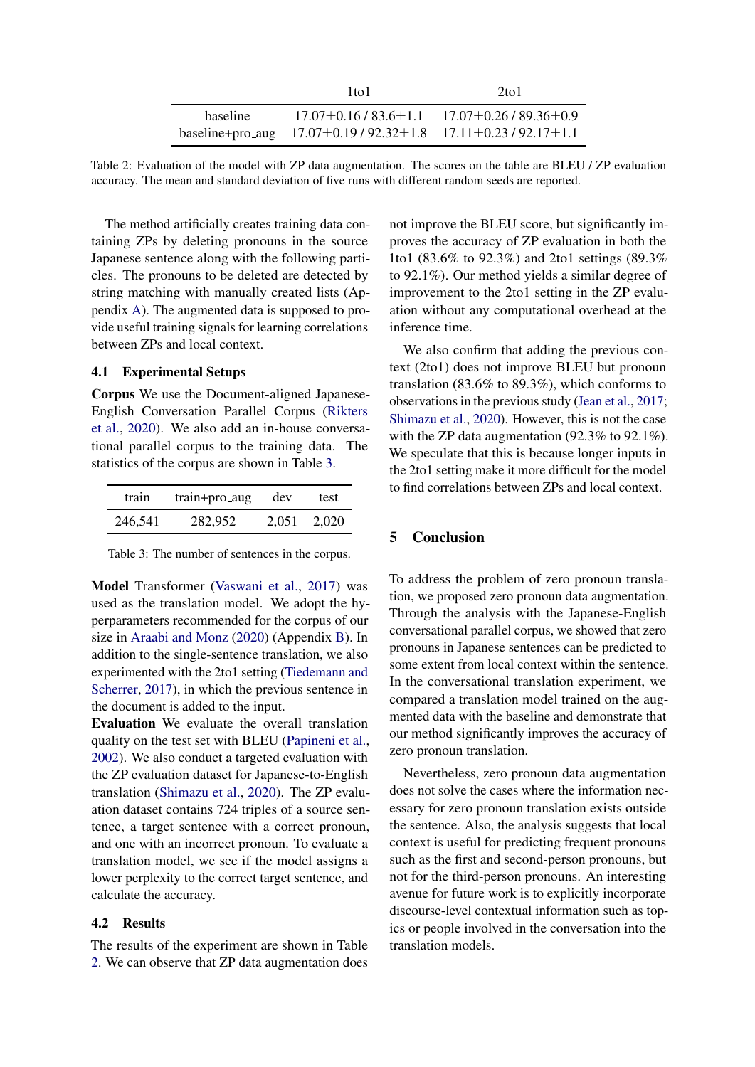| | 1to1 | 2to1 |
|---|---|---|
| baseline | 17.07±0.16 / 83.6±1.1 | 17.07±0.26 / 89.36±0.9 |
| baseline+pro_aug | 17.07±0.19 / 92.32±1.8 | 17.11±0.23 / 92.17±1.1 |

Table 2: Evaluation of the model with ZP data augmentation. The scores on the table are BLEU / ZP evaluation accuracy. The mean and standard deviation of five runs with different random seeds are reported.

The method artificially creates training data containing ZPs by deleting pronouns in the source Japanese sentence along with the following particles. The pronouns to be deleted are detected by string matching with manually created lists (Appendix A). The augmented data is supposed to provide useful training signals for learning correlations between ZPs and local context.

### 4.1 Experimental Setups

**Corpus** We use the Document-aligned Japanese-English Conversation Parallel Corpus (Rikters et al., 2020). We also add an in-house conversational parallel corpus to the training data. The statistics of the corpus are shown in Table 3.

| train | train+pro_aug | dev | test |
|---|---|---|---|
| 246,541 | 282,952 | 2,051 | 2,020 |

Table 3: The number of sentences in the corpus.

**Model** Transformer (Vaswani et al., 2017) was used as the translation model. We adopt the hyperparameters recommended for the corpus of our size in Araabi and Monz (2020) (Appendix B). In addition to the single-sentence translation, we also experimented with the 2to1 setting (Tiedemann and Scherrer, 2017), in which the previous sentence in the document is added to the input.

**Evaluation** We evaluate the overall translation quality on the test set with BLEU (Papineni et al., 2002). We also conduct a targeted evaluation with the ZP evaluation dataset for Japanese-to-English translation (Shimazu et al., 2020). The ZP evaluation dataset contains 724 triples of a source sentence, a target sentence with a correct pronoun, and one with an incorrect pronoun. To evaluate a translation model, we see if the model assigns a lower perplexity to the correct target sentence, and calculate the accuracy.

### 4.2 Results

The results of the experiment are shown in Table 2. We can observe that ZP data augmentation does not improve the BLEU score, but significantly improves the accuracy of ZP evaluation in both the 1to1 (83.6% to 92.3%) and 2to1 settings (89.3% to 92.1%). Our method yields a similar degree of improvement to the 2to1 setting in the ZP evaluation without any computational overhead at the inference time.

We also confirm that adding the previous context (2to1) does not improve BLEU but pronoun translation (83.6% to 89.3%), which conforms to observations in the previous study (Jean et al., 2017; Shimazu et al., 2020). However, this is not the case with the ZP data augmentation (92.3% to 92.1%). We speculate that this is because longer inputs in the 2to1 setting make it more difficult for the model to find correlations between ZPs and local context.

## 5 Conclusion

To address the problem of zero pronoun translation, we proposed zero pronoun data augmentation. Through the analysis with the Japanese-English conversational parallel corpus, we showed that zero pronouns in Japanese sentences can be predicted to some extent from local context within the sentence. In the conversational translation experiment, we compared a translation model trained on the augmented data with the baseline and demonstrate that our method significantly improves the accuracy of zero pronoun translation.

Nevertheless, zero pronoun data augmentation does not solve the cases where the information necessary for zero pronoun translation exists outside the sentence. Also, the analysis suggests that local context is useful for predicting frequent pronouns such as the first and second-person pronouns, but not for the third-person pronouns. An interesting avenue for future work is to explicitly incorporate discourse-level contextual information such as topics or people involved in the conversation into the translation models.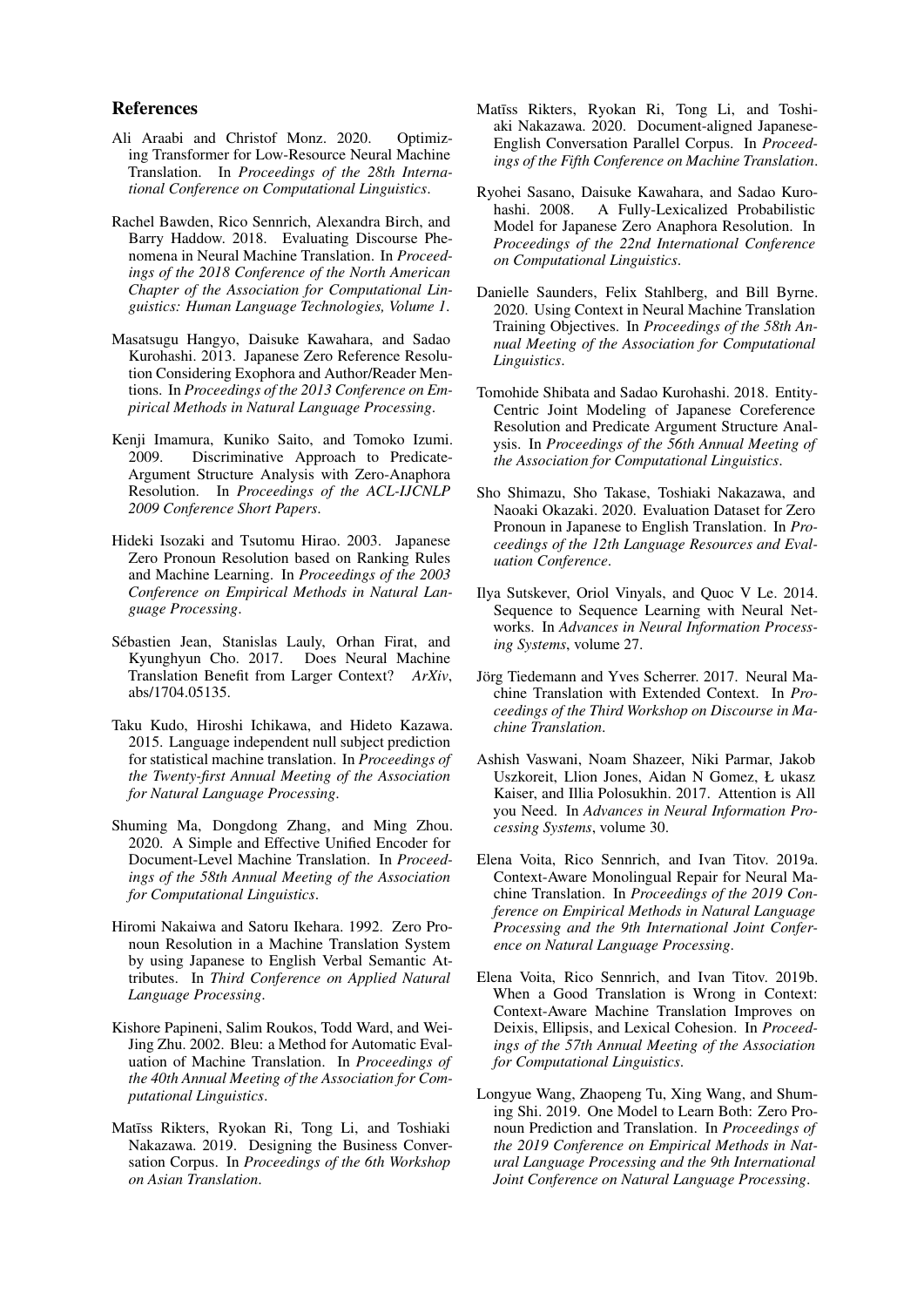## References

Ali Araabi and Christof Monz. 2020. Optimizing Transformer for Low-Resource Neural Machine Translation. In *Proceedings of the 28th International Conference on Computational Linguistics*.

Rachel Bawden, Rico Sennrich, Alexandra Birch, and Barry Haddow. 2018. Evaluating Discourse Phenomena in Neural Machine Translation. In *Proceedings of the 2018 Conference of the North American Chapter of the Association for Computational Linguistics: Human Language Technologies, Volume 1*.

Masatsugu Hangyo, Daisuke Kawahara, and Sadao Kurohashi. 2013. Japanese Zero Reference Resolution Considering Exophora and Author/Reader Mentions. In *Proceedings of the 2013 Conference on Empirical Methods in Natural Language Processing*.

Kenji Imamura, Kuniko Saito, and Tomoko Izumi. 2009. Discriminative Approach to Predicate-Argument Structure Analysis with Zero-Anaphora Resolution. In *Proceedings of the ACL-IJCNLP 2009 Conference Short Papers*.

Hideki Isozaki and Tsutomu Hirao. 2003. Japanese Zero Pronoun Resolution based on Ranking Rules and Machine Learning. In *Proceedings of the 2003 Conference on Empirical Methods in Natural Language Processing*.

Sébastien Jean, Stanislas Lauly, Orhan Firat, and Kyunghyun Cho. 2017. Does Neural Machine Translation Benefit from Larger Context? *ArXiv*, abs/1704.05135.

Taku Kudo, Hiroshi Ichikawa, and Hideto Kazawa. 2015. Language independent null subject prediction for statistical machine translation. In *Proceedings of the Twenty-first Annual Meeting of the Association for Natural Language Processing*.

Shuming Ma, Dongdong Zhang, and Ming Zhou. 2020. A Simple and Effective Unified Encoder for Document-Level Machine Translation. In *Proceedings of the 58th Annual Meeting of the Association for Computational Linguistics*.

Hiromi Nakaiwa and Satoru Ikehara. 1992. Zero Pronoun Resolution in a Machine Translation System by using Japanese to English Verbal Semantic Attributes. In *Third Conference on Applied Natural Language Processing*.

Kishore Papineni, Salim Roukos, Todd Ward, and Wei-Jing Zhu. 2002. Bleu: a Method for Automatic Evaluation of Machine Translation. In *Proceedings of the 40th Annual Meeting of the Association for Computational Linguistics*.

Matīss Rikters, Ryokan Ri, Tong Li, and Toshiaki Nakazawa. 2019. Designing the Business Conversation Corpus. In *Proceedings of the 6th Workshop on Asian Translation*.

Matīss Rikters, Ryokan Ri, Tong Li, and Toshiaki Nakazawa. 2020. Document-aligned Japanese-English Conversation Parallel Corpus. In *Proceedings of the Fifth Conference on Machine Translation*.

Ryohei Sasano, Daisuke Kawahara, and Sadao Kurohashi. 2008. A Fully-Lexicalized Probabilistic Model for Japanese Zero Anaphora Resolution. In *Proceedings of the 22nd International Conference on Computational Linguistics*.

Danielle Saunders, Felix Stahlberg, and Bill Byrne. 2020. Using Context in Neural Machine Translation Training Objectives. In *Proceedings of the 58th Annual Meeting of the Association for Computational Linguistics*.

Tomohide Shibata and Sadao Kurohashi. 2018. Entity-Centric Joint Modeling of Japanese Coreference Resolution and Predicate Argument Structure Analysis. In *Proceedings of the 56th Annual Meeting of the Association for Computational Linguistics*.

Sho Shimazu, Sho Takase, Toshiaki Nakazawa, and Naoaki Okazaki. 2020. Evaluation Dataset for Zero Pronoun in Japanese to English Translation. In *Proceedings of the 12th Language Resources and Evaluation Conference*.

Ilya Sutskever, Oriol Vinyals, and Quoc V Le. 2014. Sequence to Sequence Learning with Neural Networks. In *Advances in Neural Information Processing Systems*, volume 27.

Jörg Tiedemann and Yves Scherrer. 2017. Neural Machine Translation with Extended Context. In *Proceedings of the Third Workshop on Discourse in Machine Translation*.

Ashish Vaswani, Noam Shazeer, Niki Parmar, Jakob Uszkoreit, Llion Jones, Aidan N Gomez, Ł ukasz Kaiser, and Illia Polosukhin. 2017. Attention is All you Need. In *Advances in Neural Information Processing Systems*, volume 30.

Elena Voita, Rico Sennrich, and Ivan Titov. 2019a. Context-Aware Monolingual Repair for Neural Machine Translation. In *Proceedings of the 2019 Conference on Empirical Methods in Natural Language Processing and the 9th International Joint Conference on Natural Language Processing*.

Elena Voita, Rico Sennrich, and Ivan Titov. 2019b. When a Good Translation is Wrong in Context: Context-Aware Machine Translation Improves on Deixis, Ellipsis, and Lexical Cohesion. In *Proceedings of the 57th Annual Meeting of the Association for Computational Linguistics*.

Longyue Wang, Zhaopeng Tu, Xing Wang, and Shuming Shi. 2019. One Model to Learn Both: Zero Pronoun Prediction and Translation. In *Proceedings of the 2019 Conference on Empirical Methods in Natural Language Processing and the 9th International Joint Conference on Natural Language Processing*.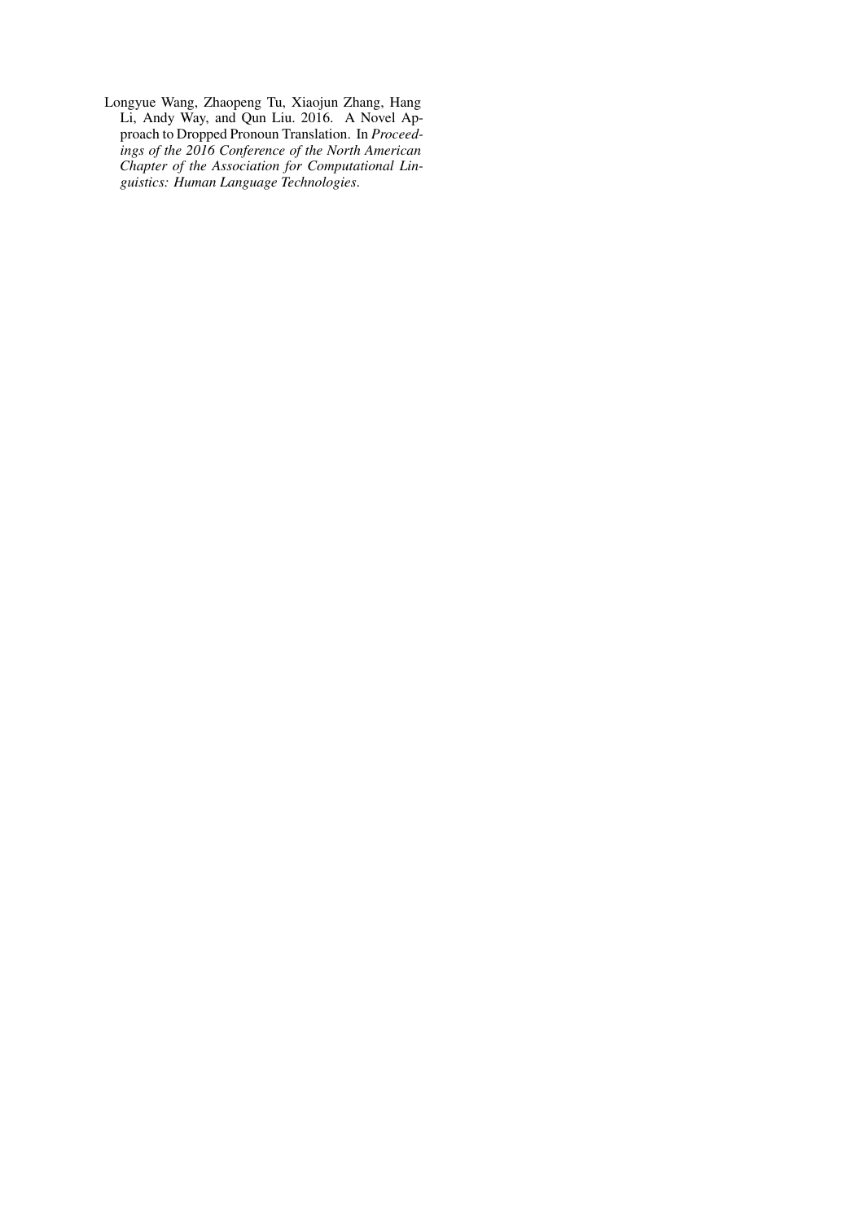Longyue Wang, Zhaopeng Tu, Xiaojun Zhang, Hang Li, Andy Way, and Qun Liu. 2016. A Novel Approach to Dropped Pronoun Translation. In *Proceedings of the 2016 Conference of the North American Chapter of the Association for Computational Linguistics: Human Language Technologies*.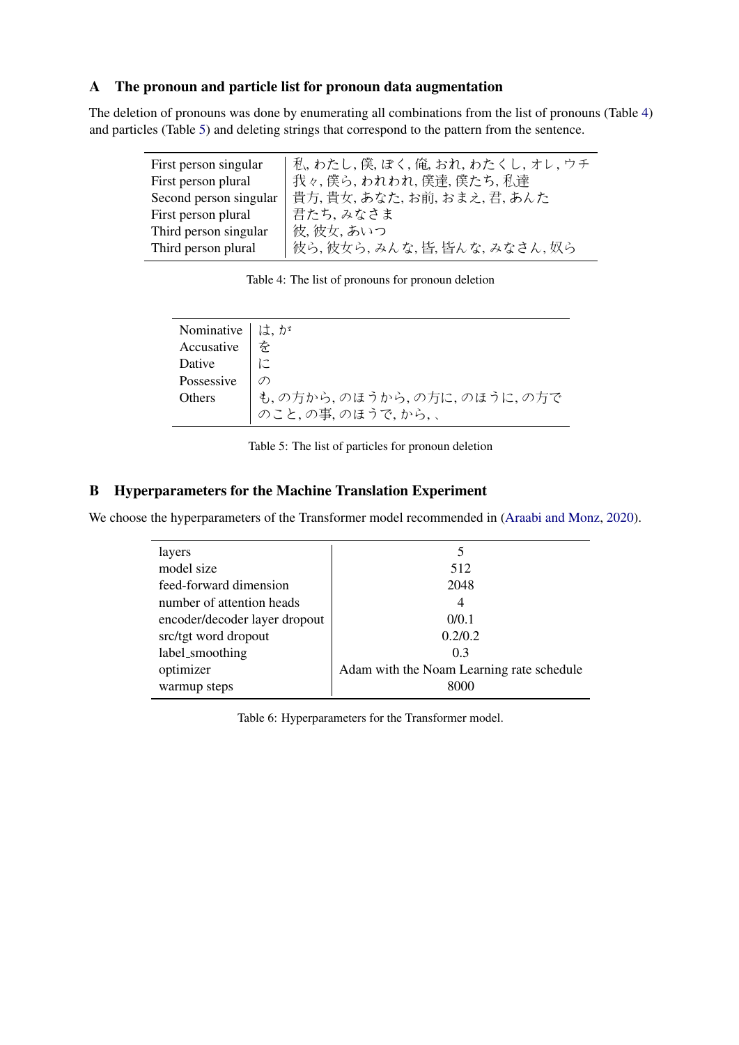## A The pronoun and particle list for pronoun data augmentation

The deletion of pronouns was done by enumerating all combinations from the list of pronouns (Table 4) and particles (Table 5) and deleting strings that correspond to the pattern from the sentence.

| | |
|---|---|
| First person singular | 私, わたし, 僕, ぼく, 俺, おれ, わたくし, オレ, ウチ |
| First person plural | 我々, 僕ら, われわれ, 僕達, 僕たち, 私達 |
| Second person singular | 貴方, 貴女, あなた, お前, おまえ, 君, あんた |
| First person plural | 君たち, みなさま |
| Third person singular | 彼, 彼女, あいつ |
| Third person plural | 彼ら, 彼女ら, みんな, 皆, 皆んな, みなさん, 奴ら |

Table 4: The list of pronouns for pronoun deletion

| | |
|---|---|
| Nominative | は, が |
| Accusative | を |
| Dative | に |
| Possessive | の |
| Others | も, の方から, のほうから, の方に, のほうに, の方で のこと, の事, のほうで, から, 、 |

Table 5: The list of particles for pronoun deletion

## B Hyperparameters for the Machine Translation Experiment

We choose the hyperparameters of the Transformer model recommended in (Araabi and Monz, 2020).

| | |
|---|---|
| layers | 5 |
| model size | 512 |
| feed-forward dimension | 2048 |
| number of attention heads | 4 |
| encoder/decoder layer dropout | 0/0.1 |
| src/tgt word dropout | 0.2/0.2 |
| label_smoothing | 0.3 |
| optimizer | Adam with the Noam Learning rate schedule |
| warmup steps | 8000 |

Table 6: Hyperparameters for the Transformer model.